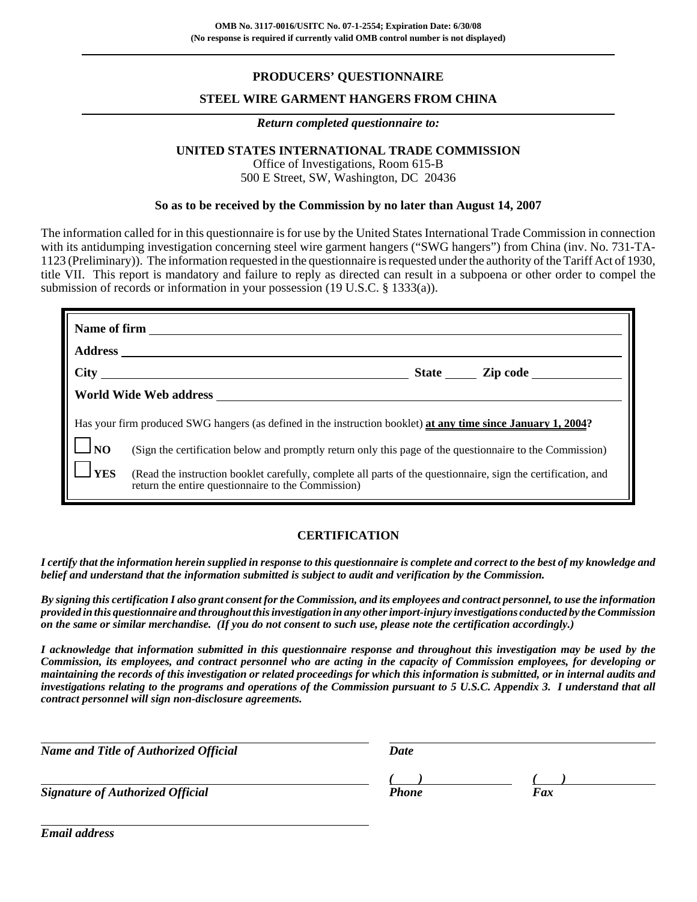OMB No. 3117-0016/USITC No. 07-1-2554; Expiration Date: 6/30/08
(No response is required if currently valid OMB control number is not displayed)

# PRODUCERS' QUESTIONNAIRE

## STEEL WIRE GARMENT HANGERS FROM CHINA

***Return completed questionnaire to:***

**UNITED STATES INTERNATIONAL TRADE COMMISSION**
Office of Investigations, Room 615-B
500 E Street, SW, Washington, DC 20436

**So as to be received by the Commission by no later than August 14, 2007**

The information called for in this questionnaire is for use by the United States International Trade Commission in connection with its antidumping investigation concerning steel wire garment hangers ("SWG hangers") from China (inv. No. 731-TA-1123 (Preliminary)). The information requested in the questionnaire is requested under the authority of the Tariff Act of 1930, title VII. This report is mandatory and failure to reply as directed can result in a subpoena or other order to compel the submission of records or information in your possession (19 U.S.C. § 1333(a)).

**Name of firm** \_\_\_\_\_\_\_\_\_\_\_\_\_\_\_\_\_\_\_\_\_\_\_\_\_\_\_\_\_\_\_\_

**Address** \_\_\_\_\_\_\_\_\_\_\_\_\_\_\_\_\_\_\_\_\_\_\_\_\_\_\_\_\_\_\_\_

**City** \_\_\_\_\_\_\_\_\_\_\_\_\_\_\_\_\_\_\_\_ **State** \_\_\_\_\_ **Zip code** \_\_\_\_\_\_\_\_\_\_

**World Wide Web address** \_\_\_\_\_\_\_\_\_\_\_\_\_\_\_\_\_\_\_\_\_\_\_\_\_\_\_\_\_\_\_\_

Has your firm produced SWG hangers (as defined in the instruction booklet) **<u>at any time since January 1, 2004</u>?**

☐ **NO** (Sign the certification below and promptly return only this page of the questionnaire to the Commission)

☐ **YES** (Read the instruction booklet carefully, complete all parts of the questionnaire, sign the certification, and return the entire questionnaire to the Commission)

## CERTIFICATION

***I certify that the information herein supplied in response to this questionnaire is complete and correct to the best of my knowledge and belief and understand that the information submitted is subject to audit and verification by the Commission.***

***By signing this certification I also grant consent for the Commission, and its employees and contract personnel, to use the information provided in this questionnaire and throughout this investigation in any other import-injury investigations conducted by the Commission on the same or similar merchandise. (If you do not consent to such use, please note the certification accordingly.)***

***I acknowledge that information submitted in this questionnaire response and throughout this investigation may be used by the Commission, its employees, and contract personnel who are acting in the capacity of Commission employees, for developing or maintaining the records of this investigation or related proceedings for which this information is submitted, or in internal audits and investigations relating to the programs and operations of the Commission pursuant to 5 U.S.C. Appendix 3. I understand that all contract personnel will sign non-disclosure agreements.***

\_\_\_\_\_\_\_\_\_\_\_\_\_\_\_\_\_\_\_\_\_\_\_\_\_\_\_\_\_\_\_\_
***Name and Title of Authorized Official***

\_\_\_\_\_\_\_\_\_\_\_\_\_\_\_\_\_\_\_\_
***Date***

\_\_\_\_\_\_\_\_\_\_\_\_\_\_\_\_\_\_\_\_\_\_\_\_\_\_\_\_\_\_\_\_
***Signature of Authorized Official***

***(     )*** \_\_\_\_\_\_\_\_\_\_\_\_
***Phone***

***(     )*** \_\_\_\_\_\_\_\_\_\_\_\_
***Fax***

\_\_\_\_\_\_\_\_\_\_\_\_\_\_\_\_\_\_\_\_\_\_\_\_\_\_\_\_\_\_\_\_
***Email address***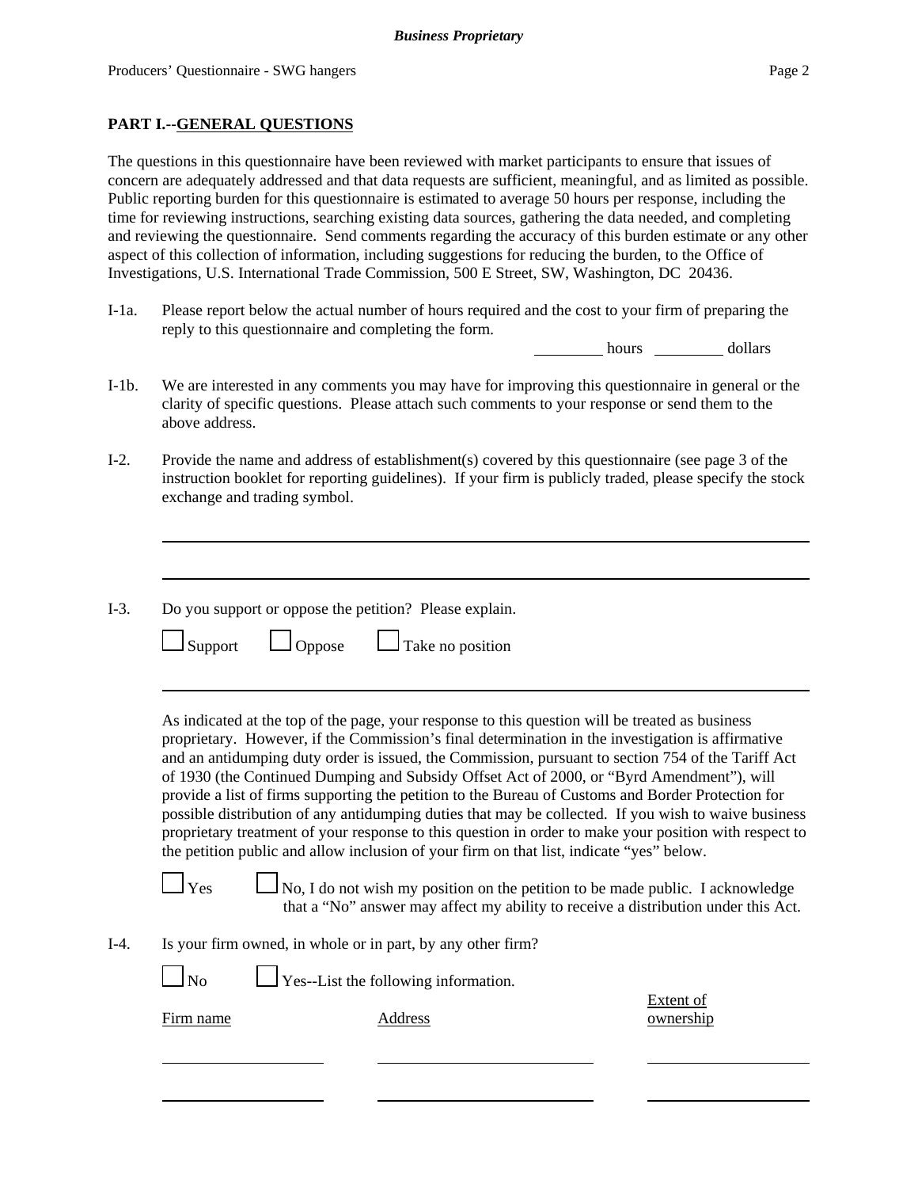## PART I.--GENERAL QUESTIONS

The questions in this questionnaire have been reviewed with market participants to ensure that issues of concern are adequately addressed and that data requests are sufficient, meaningful, and as limited as possible. Public reporting burden for this questionnaire is estimated to average 50 hours per response, including the time for reviewing instructions, searching existing data sources, gathering the data needed, and completing and reviewing the questionnaire. Send comments regarding the accuracy of this burden estimate or any other aspect of this collection of information, including suggestions for reducing the burden, to the Office of Investigations, U.S. International Trade Commission, 500 E Street, SW, Washington, DC 20436.

I-1a. Please report below the actual number of hours required and the cost to your firm of preparing the reply to this questionnaire and completing the form.

_________ hours _________ dollars

I-1b. We are interested in any comments you may have for improving this questionnaire in general or the clarity of specific questions. Please attach such comments to your response or send them to the above address.

I-2. Provide the name and address of establishment(s) covered by this questionnaire (see page 3 of the instruction booklet for reporting guidelines). If your firm is publicly traded, please specify the stock exchange and trading symbol.

______________________________________________________________________

______________________________________________________________________

I-3. Do you support or oppose the petition? Please explain.

☐ Support ☐ Oppose ☐ Take no position

______________________________________________________________________

As indicated at the top of the page, your response to this question will be treated as business proprietary. However, if the Commission's final determination in the investigation is affirmative and an antidumping duty order is issued, the Commission, pursuant to section 754 of the Tariff Act of 1930 (the Continued Dumping and Subsidy Offset Act of 2000, or "Byrd Amendment"), will provide a list of firms supporting the petition to the Bureau of Customs and Border Protection for possible distribution of any antidumping duties that may be collected. If you wish to waive business proprietary treatment of your response to this question in order to make your position with respect to the petition public and allow inclusion of your firm on that list, indicate "yes" below.

☐ Yes ☐ No, I do not wish my position on the petition to be made public. I acknowledge that a "No" answer may affect my ability to receive a distribution under this Act.

I-4. Is your firm owned, in whole or in part, by any other firm?

☐ No ☐ Yes--List the following information.

| Firm name | Address | Extent of ownership |
|---|---|---|
| | | |
| | | |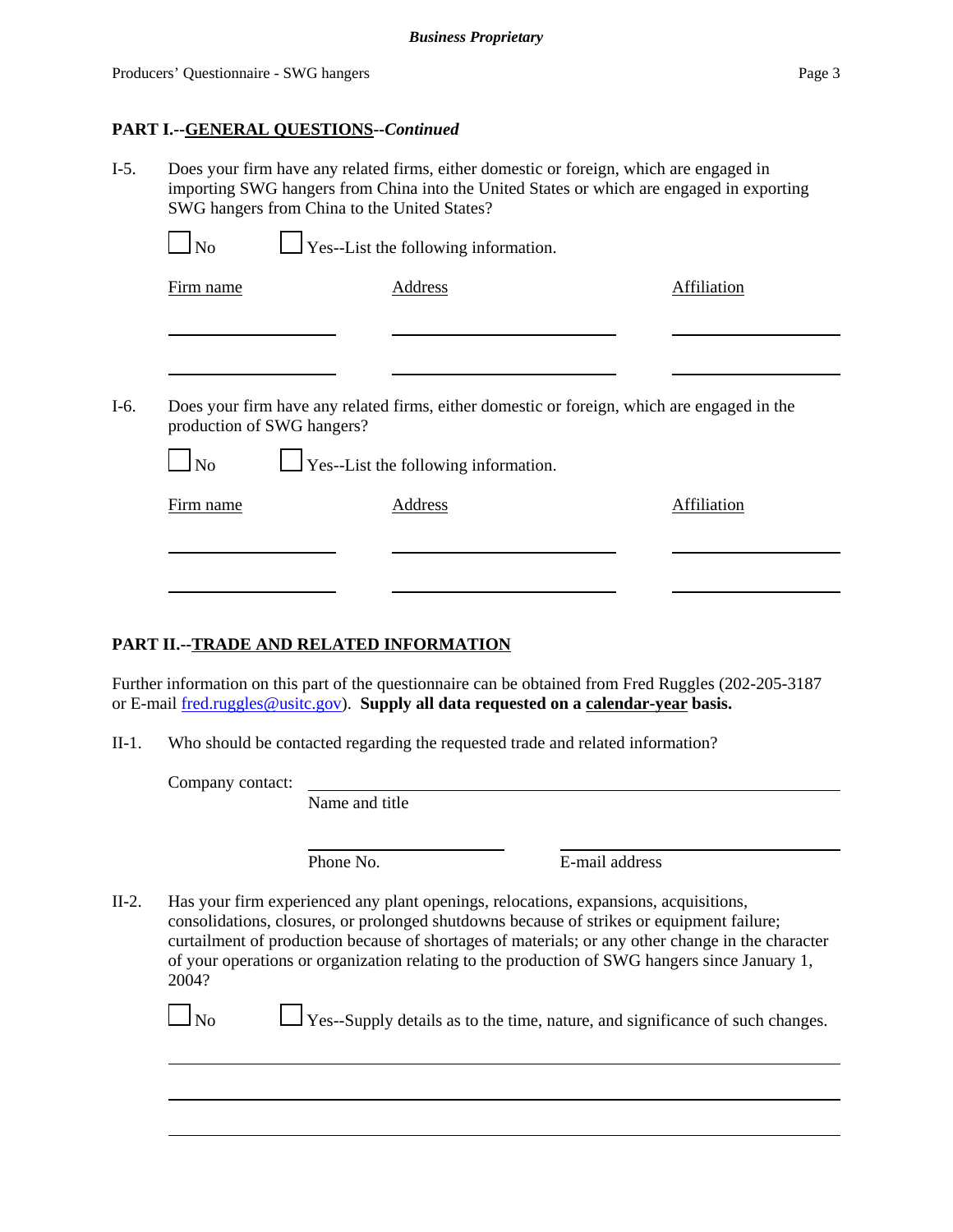**PART I.--GENERAL QUESTIONS--*Continued***

I-5. Does your firm have any related firms, either domestic or foreign, which are engaged in importing SWG hangers from China into the United States or which are engaged in exporting SWG hangers from China to the United States?

☐ No ☐ Yes--List the following information.

| Firm name | Address | Affiliation |
|---|---|---|
| | | |
| | | |

I-6. Does your firm have any related firms, either domestic or foreign, which are engaged in the production of SWG hangers?

☐ No ☐ Yes--List the following information.

| Firm name | Address | Affiliation |
|---|---|---|
| | | |
| | | |

**PART II.--TRADE AND RELATED INFORMATION**

Further information on this part of the questionnaire can be obtained from Fred Ruggles (202-205-3187 or E-mail fred.ruggles@usitc.gov). **Supply all data requested on a calendar-year basis.**

II-1. Who should be contacted regarding the requested trade and related information?

Company contact: ______________________________
Name and title

______________________ ______________________
Phone No. E-mail address

II-2. Has your firm experienced any plant openings, relocations, expansions, acquisitions, consolidations, closures, or prolonged shutdowns because of strikes or equipment failure; curtailment of production because of shortages of materials; or any other change in the character of your operations or organization relating to the production of SWG hangers since January 1, 2004?

☐ No ☐ Yes--Supply details as to the time, nature, and significance of such changes.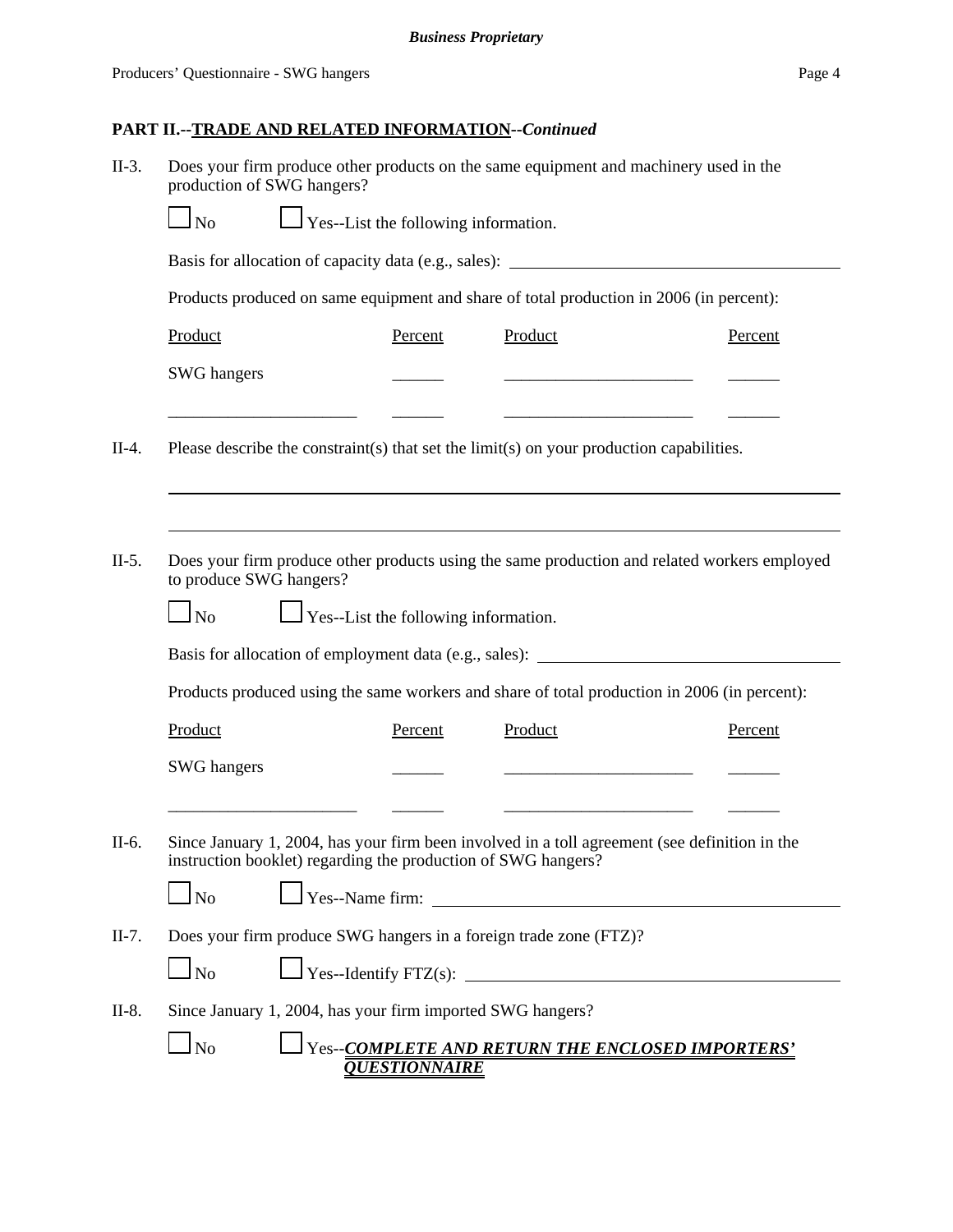**Business Proprietary**

## PART II.--TRADE AND RELATED INFORMATION--*Continued*

II-3. Does your firm produce other products on the same equipment and machinery used in the production of SWG hangers?

☐ No ☐ Yes--List the following information.

Basis for allocation of capacity data (e.g., sales): ______________________

Products produced on same equipment and share of total production in 2006 (in percent):

| Product | Percent | Product | Percent |
|---|---|---|---|
| SWG hangers | ______ | ______________________ | ______ |
| ______________________ | ______ | ______________________ | ______ |

II-4. Please describe the constraint(s) that set the limit(s) on your production capabilities.

______________________________________________________________________

______________________________________________________________________

II-5. Does your firm produce other products using the same production and related workers employed to produce SWG hangers?

☐ No ☐ Yes--List the following information.

Basis for allocation of employment data (e.g., sales): ______________________

Products produced using the same workers and share of total production in 2006 (in percent):

| Product | Percent | Product | Percent |
|---|---|---|---|
| SWG hangers | ______ | ______________________ | ______ |
| ______________________ | ______ | ______________________ | ______ |

II-6. Since January 1, 2004, has your firm been involved in a toll agreement (see definition in the instruction booklet) regarding the production of SWG hangers?

☐ No ☐ Yes--Name firm: ______________________

II-7. Does your firm produce SWG hangers in a foreign trade zone (FTZ)?

☐ No ☐ Yes--Identify FTZ(s): ______________________

II-8. Since January 1, 2004, has your firm imported SWG hangers?

☐ No ☐ Yes--***COMPLETE AND RETURN THE ENCLOSED IMPORTERS' QUESTIONNAIRE***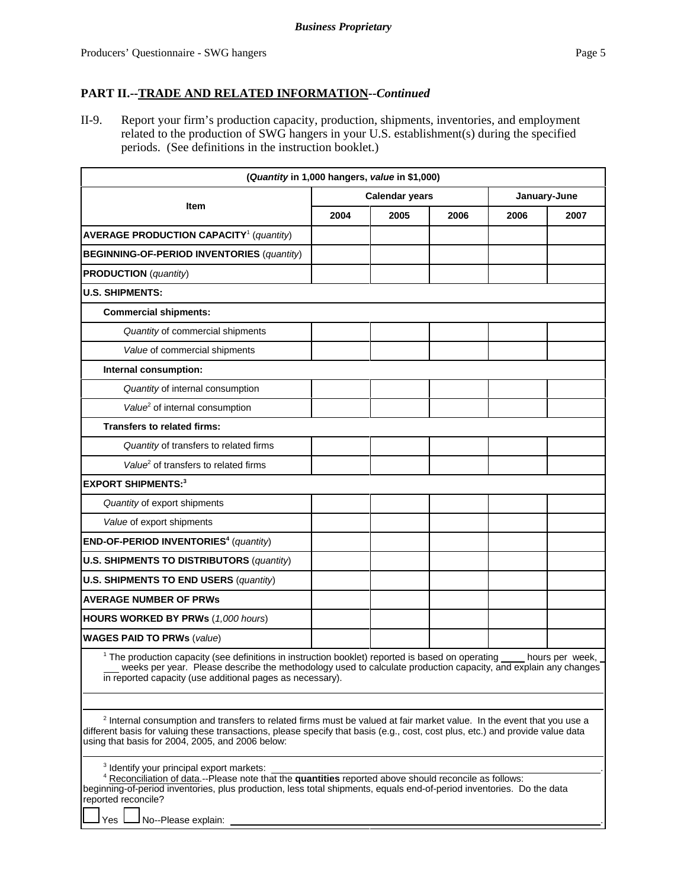**Business Proprietary**

## PART II.--TRADE AND RELATED INFORMATION--*Continued*

II-9. Report your firm's production capacity, production, shipments, inventories, and employment related to the production of SWG hangers in your U.S. establishment(s) during the specified periods. (See definitions in the instruction booklet.)

| (*Quantity* in 1,000 hangers, *value* in $1,000) | | | | | |
|---|---|---|---|---|---|
| **Item** | **Calendar years** | | | **January-June** | |
| | **2004** | **2005** | **2006** | **2006** | **2007** |
| **AVERAGE PRODUCTION CAPACITY**[1] (*quantity*) | | | | | |
| **BEGINNING-OF-PERIOD INVENTORIES** (*quantity*) | | | | | |
| **PRODUCTION** (*quantity*) | | | | | |
| **U.S. SHIPMENTS:** | | | | | |
| **Commercial shipments:** | | | | | |
| *Quantity* of commercial shipments | | | | | |
| *Value* of commercial shipments | | | | | |
| **Internal consumption:** | | | | | |
| *Quantity* of internal consumption | | | | | |
| *Value*[2] of internal consumption | | | | | |
| **Transfers to related firms:** | | | | | |
| *Quantity* of transfers to related firms | | | | | |
| *Value*[2] of transfers to related firms | | | | | |
| **EXPORT SHIPMENTS:**[3] | | | | | |
| *Quantity* of export shipments | | | | | |
| *Value* of export shipments | | | | | |
| **END-OF-PERIOD INVENTORIES**[4] (*quantity*) | | | | | |
| **U.S. SHIPMENTS TO DISTRIBUTORS** (*quantity*) | | | | | |
| **U.S. SHIPMENTS TO END USERS** (*quantity*) | | | | | |
| **AVERAGE NUMBER OF PRWs** | | | | | |
| **HOURS WORKED BY PRWs** (*1,000 hours*) | | | | | |
| **WAGES PAID TO PRWs** (*value*) | | | | | |

[1] The production capacity (see definitions in instruction booklet) reported is based on operating ____ hours per week, ____ weeks per year. Please describe the methodology used to calculate production capacity, and explain any changes in reported capacity (use additional pages as necessary).

[2] Internal consumption and transfers to related firms must be valued at fair market value. In the event that you use a different basis for valuing these transactions, please specify that basis (e.g., cost, cost plus, etc.) and provide value data using that basis for 2004, 2005, and 2006 below:

[3] Identify your principal export markets: ____________________.

[4] Reconciliation of data.--Please note that the **quantities** reported above should reconcile as follows: beginning-of-period inventories, plus production, less total shipments, equals end-of-period inventories. Do the data reported reconcile?

☐ Yes ☐ No--Please explain: ____________________.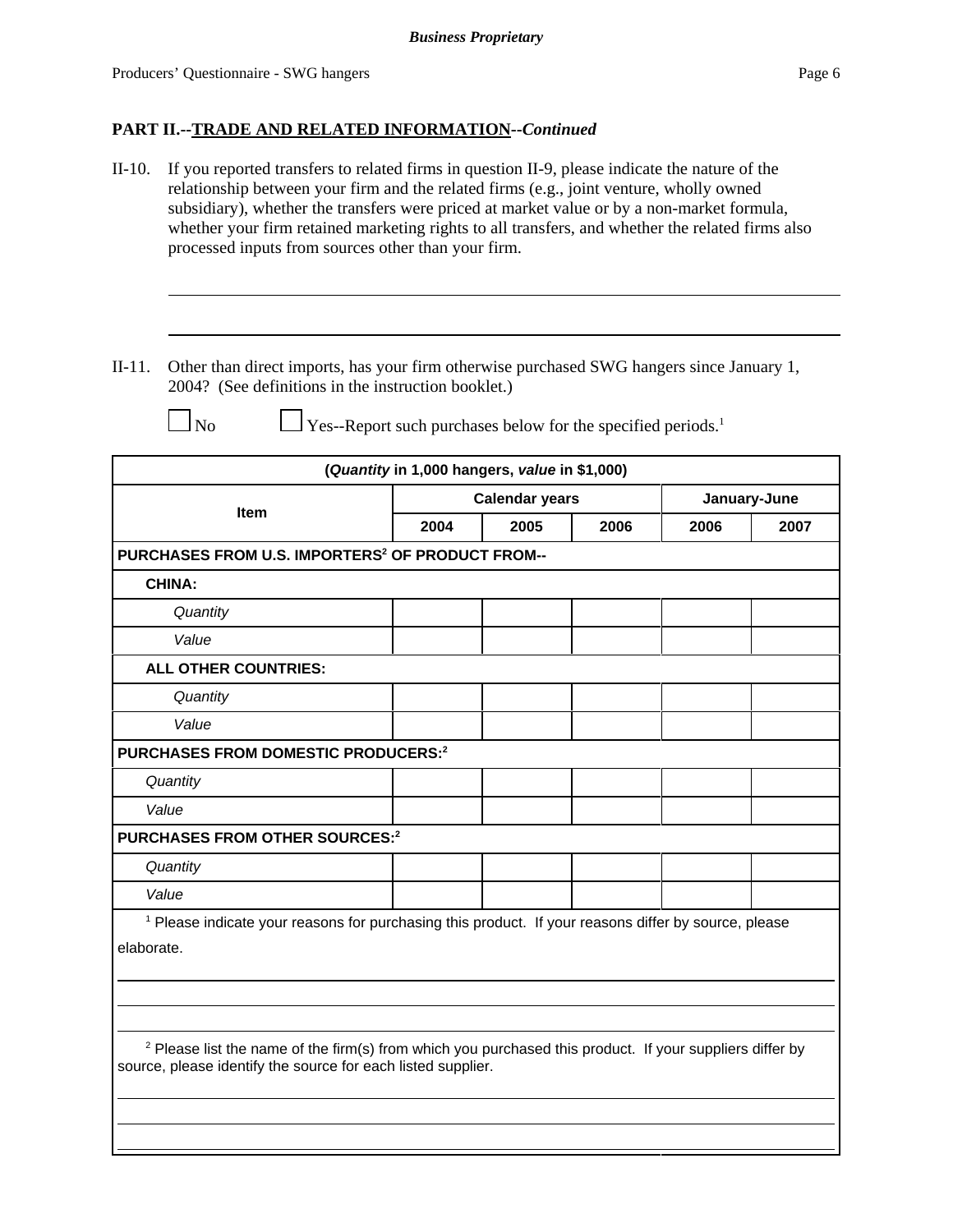**PART II.--TRADE AND RELATED INFORMATION--*Continued***

II-10. If you reported transfers to related firms in question II-9, please indicate the nature of the relationship between your firm and the related firms (e.g., joint venture, wholly owned subsidiary), whether the transfers were priced at market value or by a non-market formula, whether your firm retained marketing rights to all transfers, and whether the related firms also processed inputs from sources other than your firm.

______________________________________________________________________________

______________________________________________________________________________

II-11. Other than direct imports, has your firm otherwise purchased SWG hangers since January 1, 2004? (See definitions in the instruction booklet.)

☐ No ☐ Yes--Report such purchases below for the specified periods.[1]

| (*Quantity* in 1,000 hangers, *value* in $1,000) | | | | | |
|---|---|---|---|---|---|
| Item | Calendar years | | | January-June | |
| | 2004 | 2005 | 2006 | 2006 | 2007 |
| **PURCHASES FROM U.S. IMPORTERS[2] OF PRODUCT FROM--** | | | | | |
| **CHINA:** | | | | | |
| *Quantity* | | | | | |
| *Value* | | | | | |
| **ALL OTHER COUNTRIES:** | | | | | |
| *Quantity* | | | | | |
| *Value* | | | | | |
| **PURCHASES FROM DOMESTIC PRODUCERS:[2]** | | | | | |
| *Quantity* | | | | | |
| *Value* | | | | | |
| **PURCHASES FROM OTHER SOURCES:[2]** | | | | | |
| *Quantity* | | | | | |
| *Value* | | | | | |

[1] Please indicate your reasons for purchasing this product. If your reasons differ by source, please elaborate.

______________________________________________________________________________

______________________________________________________________________________

______________________________________________________________________________

[2] Please list the name of the firm(s) from which you purchased this product. If your suppliers differ by source, please identify the source for each listed supplier.

______________________________________________________________________________

______________________________________________________________________________

______________________________________________________________________________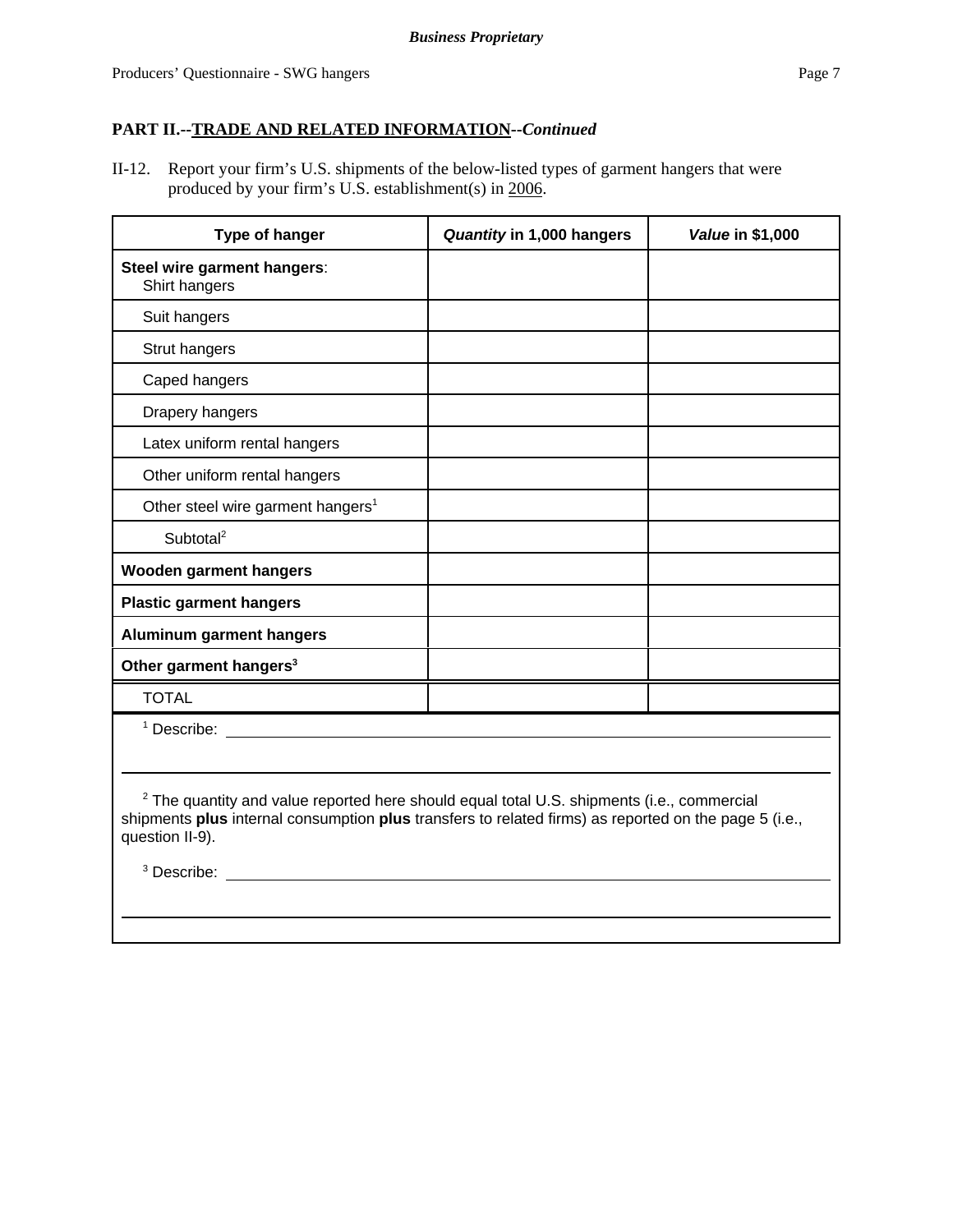**PART II.--TRADE AND RELATED INFORMATION--*Continued***

II-12. Report your firm's U.S. shipments of the below-listed types of garment hangers that were produced by your firm's U.S. establishment(s) in 2006.

| Type of hanger | *Quantity* in 1,000 hangers | *Value* in $1,000 |
|---|---|---|
| **Steel wire garment hangers**: Shirt hangers | | |
| Suit hangers | | |
| Strut hangers | | |
| Caped hangers | | |
| Drapery hangers | | |
| Latex uniform rental hangers | | |
| Other uniform rental hangers | | |
| Other steel wire garment hangers[1] | | |
| Subtotal[2] | | |
| **Wooden garment hangers** | | |
| **Plastic garment hangers** | | |
| **Aluminum garment hangers** | | |
| **Other garment hangers[3]** | | |
| TOTAL | | |

[1] Describe: \_\_\_\_\_\_\_\_\_\_\_\_\_\_\_\_\_\_\_\_

[2] The quantity and value reported here should equal total U.S. shipments (i.e., commercial shipments **plus** internal consumption **plus** transfers to related firms) as reported on the page 5 (i.e., question II-9).

[3] Describe: \_\_\_\_\_\_\_\_\_\_\_\_\_\_\_\_\_\_\_\_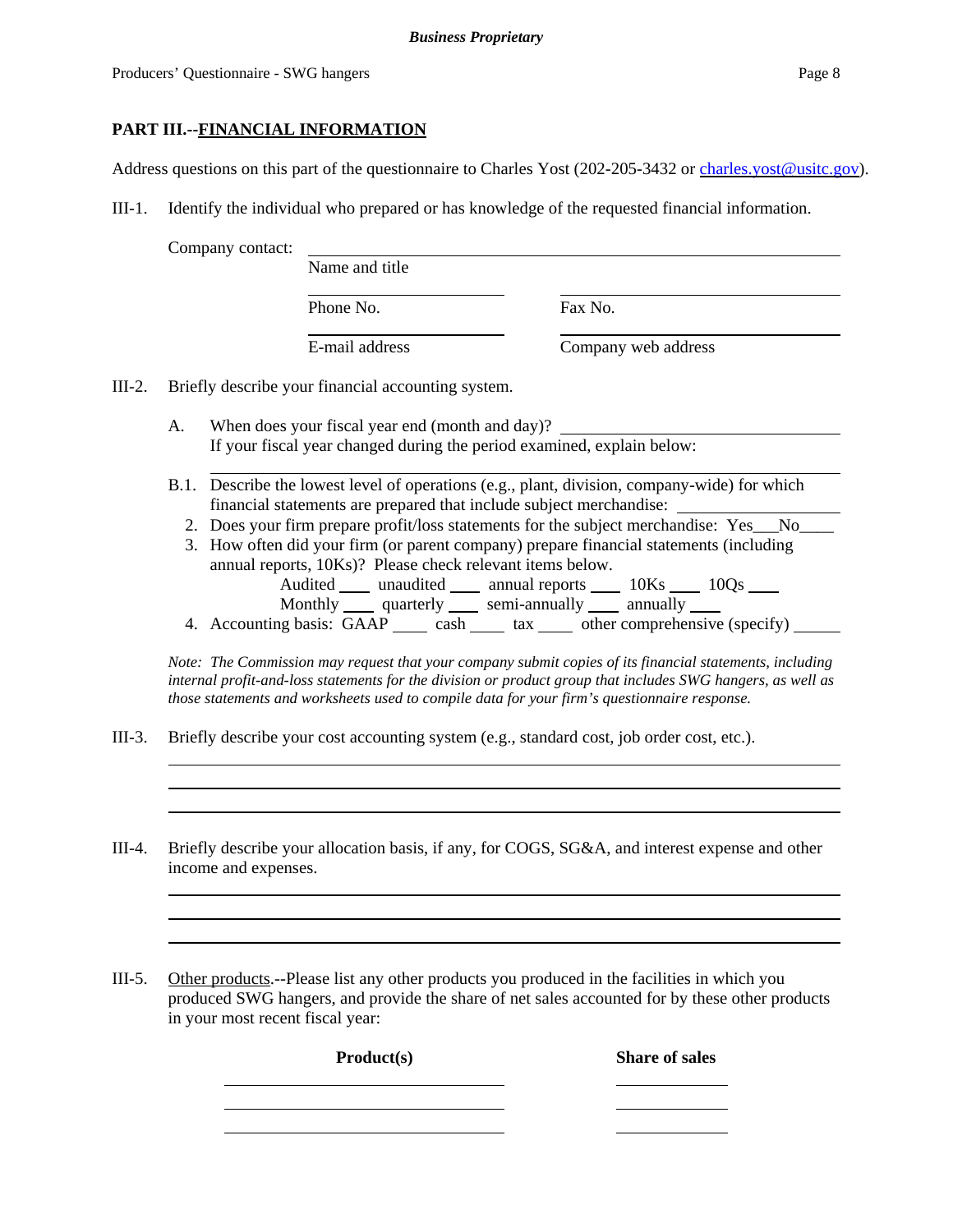## PART III.--FINANCIAL INFORMATION

Address questions on this part of the questionnaire to Charles Yost (202-205-3432 or charles.yost@usitc.gov).

III-1. Identify the individual who prepared or has knowledge of the requested financial information.

Company contact: ______________________________
Name and title

______________________ ______________________
Phone No. Fax No.

______________________ ______________________
E-mail address Company web address

III-2. Briefly describe your financial accounting system.

A. When does your fiscal year end (month and day)? ______________________
If your fiscal year changed during the period examined, explain below:
______________________________

B.1. Describe the lowest level of operations (e.g., plant, division, company-wide) for which financial statements are prepared that include subject merchandise: ______________

2. Does your firm prepare profit/loss statements for the subject merchandise: Yes___No____

3. How often did your firm (or parent company) prepare financial statements (including annual reports, 10Ks)? Please check relevant items below.
Audited ____ unaudited ____ annual reports ____ 10Ks ____ 10Qs ____
Monthly ____ quarterly ____ semi-annually ____ annually ____

4. Accounting basis: GAAP ____ cash ____ tax ____ other comprehensive (specify) ______

*Note: The Commission may request that your company submit copies of its financial statements, including internal profit-and-loss statements for the division or product group that includes SWG hangers, as well as those statements and worksheets used to compile data for your firm's questionnaire response.*

III-3. Briefly describe your cost accounting system (e.g., standard cost, job order cost, etc.).

______________________________
______________________________
______________________________

III-4. Briefly describe your allocation basis, if any, for COGS, SG&A, and interest expense and other income and expenses.

______________________________
______________________________
______________________________

III-5. Other products.--Please list any other products you produced in the facilities in which you produced SWG hangers, and provide the share of net sales accounted for by these other products in your most recent fiscal year:

| **Product(s)** | **Share of sales** |
|---|---|
| | |
| | |
| | |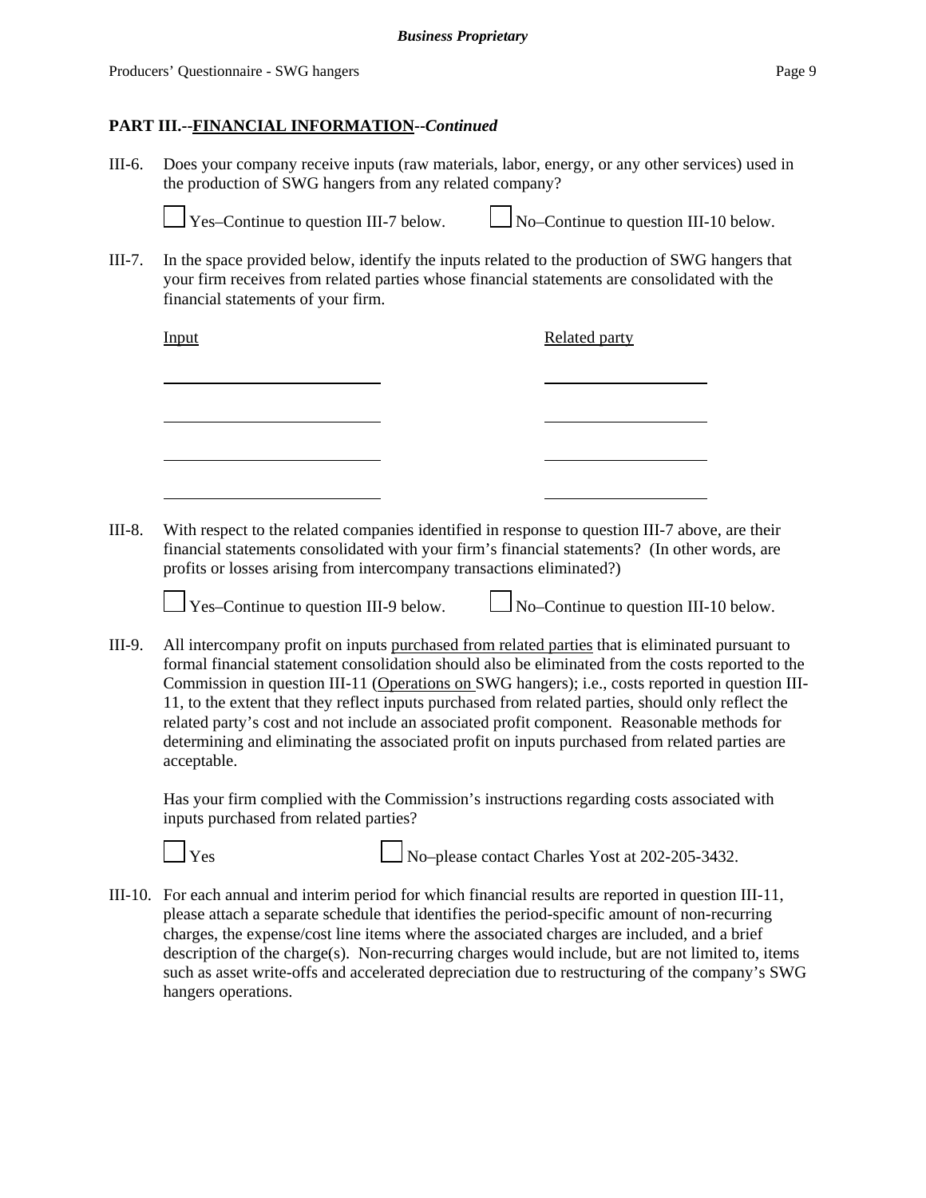**PART III.--FINANCIAL INFORMATION--*Continued***

III-6. Does your company receive inputs (raw materials, labor, energy, or any other services) used in the production of SWG hangers from any related company?

☐ Yes–Continue to question III-7 below. ☐ No–Continue to question III-10 below.

III-7. In the space provided below, identify the inputs related to the production of SWG hangers that your firm receives from related parties whose financial statements are consolidated with the financial statements of your firm.

| Input | Related party |
|---|---|
| | |
| | |
| | |
| | |

III-8. With respect to the related companies identified in response to question III-7 above, are their financial statements consolidated with your firm's financial statements? (In other words, are profits or losses arising from intercompany transactions eliminated?)

☐ Yes–Continue to question III-9 below. ☐ No–Continue to question III-10 below.

III-9. All intercompany profit on inputs purchased from related parties that is eliminated pursuant to formal financial statement consolidation should also be eliminated from the costs reported to the Commission in question III-11 (Operations on SWG hangers); i.e., costs reported in question III-11, to the extent that they reflect inputs purchased from related parties, should only reflect the related party's cost and not include an associated profit component. Reasonable methods for determining and eliminating the associated profit on inputs purchased from related parties are acceptable.

Has your firm complied with the Commission's instructions regarding costs associated with inputs purchased from related parties?

☐ Yes ☐ No–please contact Charles Yost at 202-205-3432.

III-10. For each annual and interim period for which financial results are reported in question III-11, please attach a separate schedule that identifies the period-specific amount of non-recurring charges, the expense/cost line items where the associated charges are included, and a brief description of the charge(s). Non-recurring charges would include, but are not limited to, items such as asset write-offs and accelerated depreciation due to restructuring of the company's SWG hangers operations.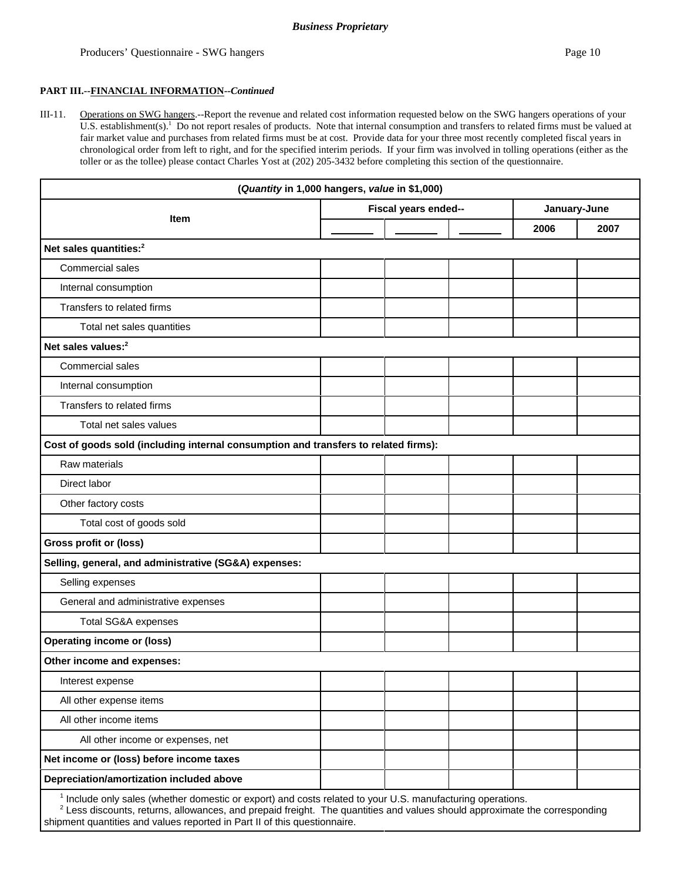*Business Proprietary*

**PART III.--FINANCIAL INFORMATION--*Continued***

III-11. Operations on SWG hangers.--Report the revenue and related cost information requested below on the SWG hangers operations of your U.S. establishment(s).[1] Do not report resales of products. Note that internal consumption and transfers to related firms must be valued at fair market value and purchases from related firms must be at cost. Provide data for your three most recently completed fiscal years in chronological order from left to right, and for the specified interim periods. If your firm was involved in tolling operations (either as the toller or as the tollee) please contact Charles Yost at (202) 205-3432 before completing this section of the questionnaire.

| (*Quantity* in 1,000 hangers, *value* in $1,000) | | | | | |
|---|---|---|---|---|---|
| **Item** | **Fiscal years ended--** | | | **January-June** | |
| | _______ | _______ | _______ | **2006** | **2007** |
| **Net sales quantities:**[2] | | | | | |
| Commercial sales | | | | | |
| Internal consumption | | | | | |
| Transfers to related firms | | | | | |
| Total net sales quantities | | | | | |
| **Net sales values:**[2] | | | | | |
| Commercial sales | | | | | |
| Internal consumption | | | | | |
| Transfers to related firms | | | | | |
| Total net sales values | | | | | |
| **Cost of goods sold (including internal consumption and transfers to related firms):** | | | | | |
| Raw materials | | | | | |
| Direct labor | | | | | |
| Other factory costs | | | | | |
| Total cost of goods sold | | | | | |
| **Gross profit or (loss)** | | | | | |
| **Selling, general, and administrative (SG&A) expenses:** | | | | | |
| Selling expenses | | | | | |
| General and administrative expenses | | | | | |
| Total SG&A expenses | | | | | |
| **Operating income or (loss)** | | | | | |
| **Other income and expenses:** | | | | | |
| Interest expense | | | | | |
| All other expense items | | | | | |
| All other income items | | | | | |
| All other income or expenses, net | | | | | |
| **Net income or (loss) before income taxes** | | | | | |
| **Depreciation/amortization included above** | | | | | |

[1] Include only sales (whether domestic or export) and costs related to your U.S. manufacturing operations.
[2] Less discounts, returns, allowances, and prepaid freight. The quantities and values should approximate the corresponding shipment quantities and values reported in Part II of this questionnaire.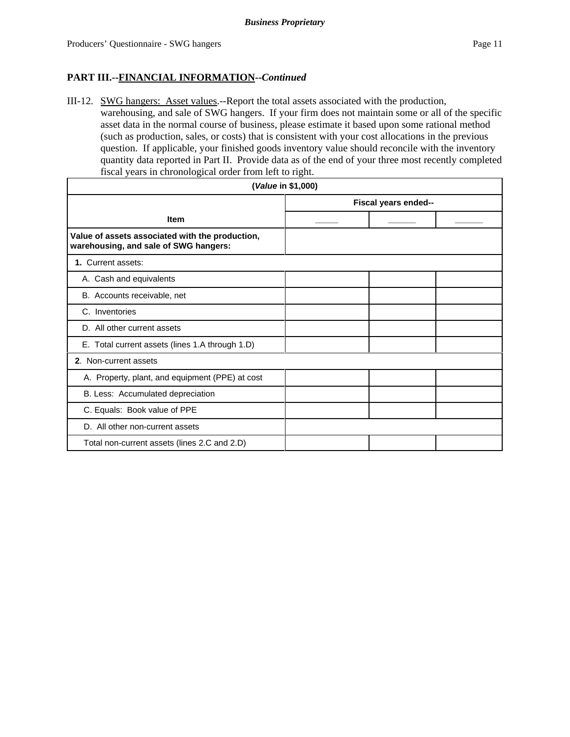**Business Proprietary**

## PART III.--FINANCIAL INFORMATION--*Continued*

III-12. SWG hangers: Asset values.--Report the total assets associated with the production, warehousing, and sale of SWG hangers. If your firm does not maintain some or all of the specific asset data in the normal course of business, please estimate it based upon some rational method (such as production, sales, or costs) that is consistent with your cost allocations in the previous question. If applicable, your finished goods inventory value should reconcile with the inventory quantity data reported in Part II. Provide data as of the end of your three most recently completed fiscal years in chronological order from left to right.

| (*Value* in $1,000) | | | |
|---|---|---|---|
| Item | Fiscal years ended-- | | |
| | _____ | _____ | _____ |
| **Value of assets associated with the production, warehousing, and sale of SWG hangers:** | | | |
| **1.** Current assets: | | | |
| A. Cash and equivalents | | | |
| B. Accounts receivable, net | | | |
| C. Inventories | | | |
| D. All other current assets | | | |
| E. Total current assets (lines 1.A through 1.D) | | | |
| **2**. Non-current assets | | | |
| A. Property, plant, and equipment (PPE) at cost | | | |
| B. Less: Accumulated depreciation | | | |
| C. Equals: Book value of PPE | | | |
| D. All other non-current assets | | | |
| Total non-current assets (lines 2.C and 2.D) | | | |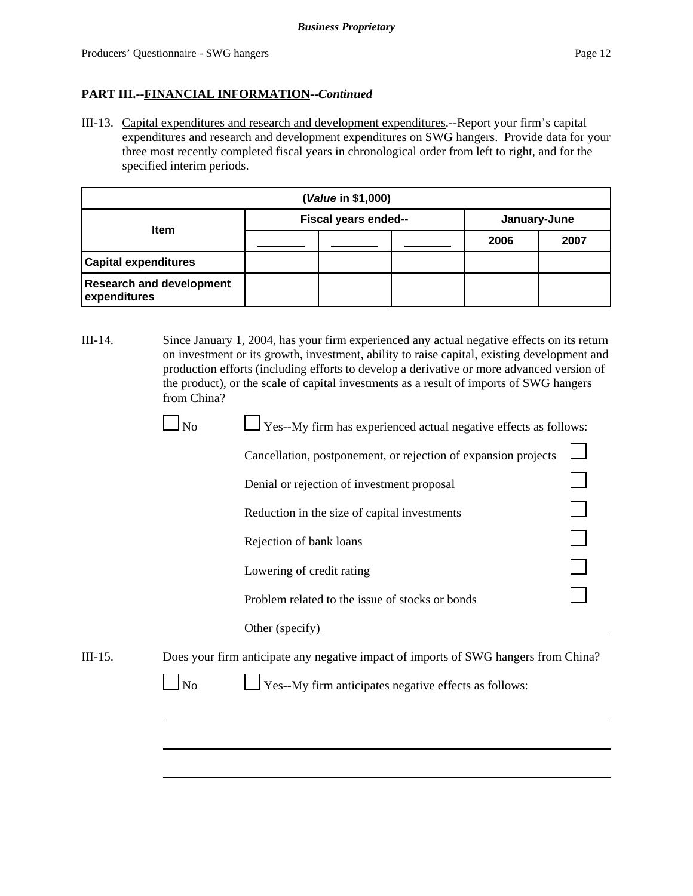**PART III.--FINANCIAL INFORMATION--*Continued***

III-13. Capital expenditures and research and development expenditures.--Report your firm's capital expenditures and research and development expenditures on SWG hangers. Provide data for your three most recently completed fiscal years in chronological order from left to right, and for the specified interim periods.

| (*Value* in $1,000) | | | | | |
|---|---|---|---|---|---|
| Item | Fiscal years ended-- | | | January-June | |
| | _______ | _______ | _______ | 2006 | 2007 |
| **Capital expenditures** | | | | | |
| **Research and development expenditures** | | | | | |

III-14. Since January 1, 2004, has your firm experienced any actual negative effects on its return on investment or its growth, investment, ability to raise capital, existing development and production efforts (including efforts to develop a derivative or more advanced version of the product), or the scale of capital investments as a result of imports of SWG hangers from China?

☐ No ☐ Yes--My firm has experienced actual negative effects as follows:

- Cancellation, postponement, or rejection of expansion projects ☐
- Denial or rejection of investment proposal ☐
- Reduction in the size of capital investments ☐
- Rejection of bank loans ☐
- Lowering of credit rating ☐
- Problem related to the issue of stocks or bonds ☐
- Other (specify) ______________________________

III-15. Does your firm anticipate any negative impact of imports of SWG hangers from China?

☐ No ☐ Yes--My firm anticipates negative effects as follows:

______________________________________________________________

______________________________________________________________

______________________________________________________________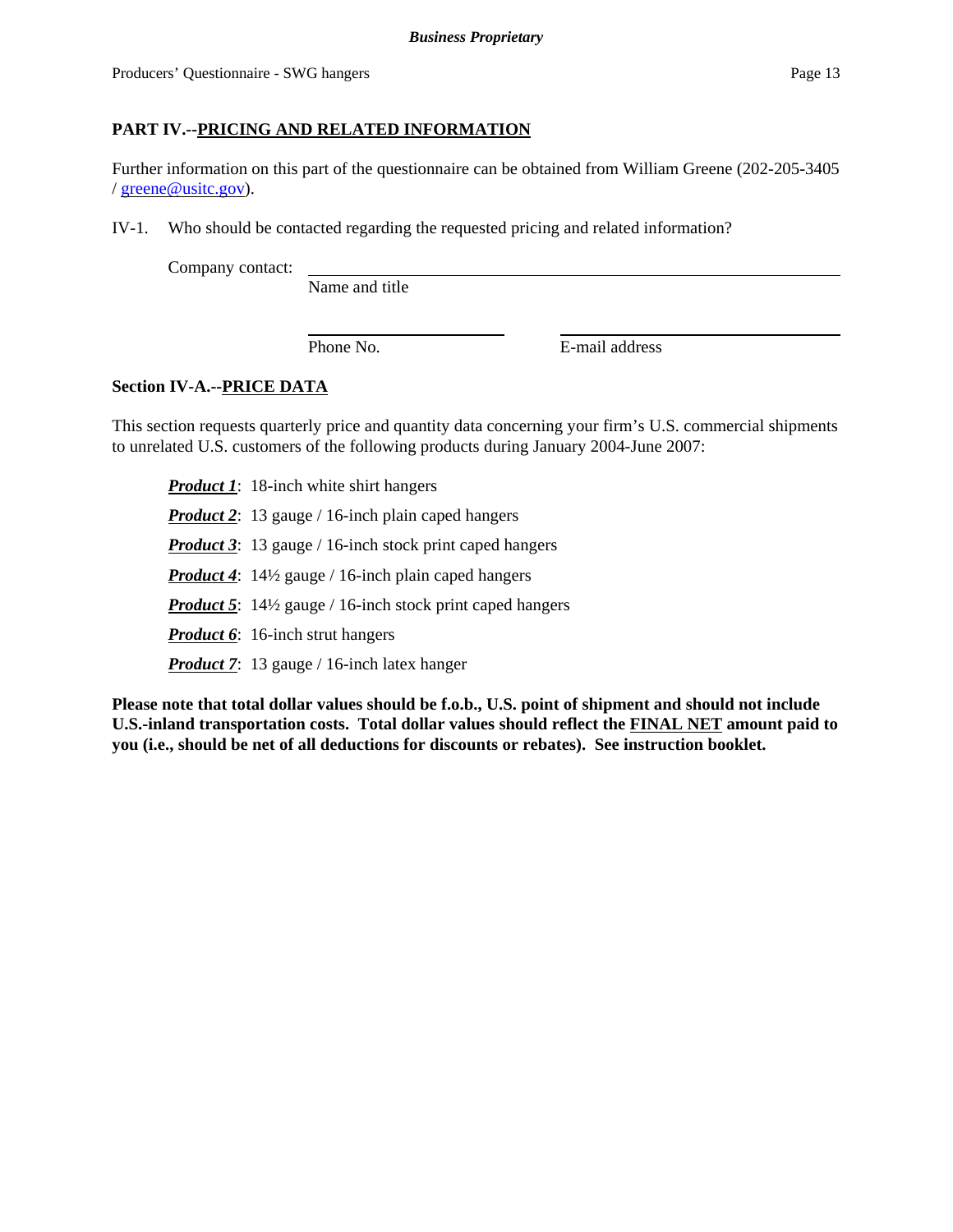## PART IV.--PRICING AND RELATED INFORMATION

Further information on this part of the questionnaire can be obtained from William Greene (202-205-3405 / greene@usitc.gov).

IV-1. Who should be contacted regarding the requested pricing and related information?

Company contact: ______________________________________________
Name and title

______________________ ______________________
Phone No. E-mail address

### Section IV-A.--PRICE DATA

This section requests quarterly price and quantity data concerning your firm's U.S. commercial shipments to unrelated U.S. customers of the following products during January 2004-June 2007:

***Product 1***: 18-inch white shirt hangers

***Product 2***: 13 gauge / 16-inch plain caped hangers

***Product 3***: 13 gauge / 16-inch stock print caped hangers

***Product 4***: 14½ gauge / 16-inch plain caped hangers

***Product 5***: 14½ gauge / 16-inch stock print caped hangers

***Product 6***: 16-inch strut hangers

***Product 7***: 13 gauge / 16-inch latex hanger

**Please note that total dollar values should be f.o.b., U.S. point of shipment and should not include U.S.-inland transportation costs. Total dollar values should reflect the FINAL NET amount paid to you (i.e., should be net of all deductions for discounts or rebates). See instruction booklet.**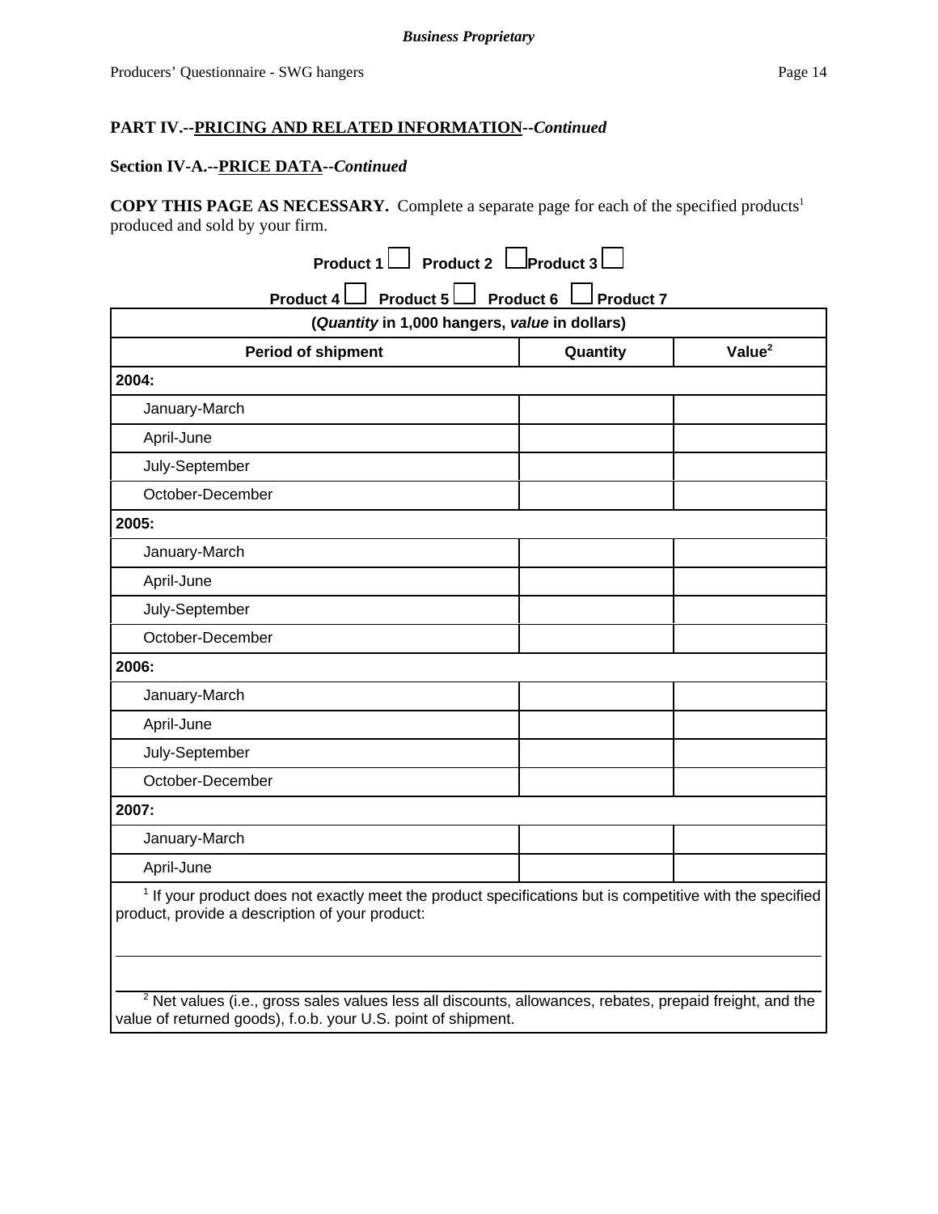**Business Proprietary**

## PART IV.--PRICING AND RELATED INFORMATION--*Continued*

### Section IV-A.--PRICE DATA--*Continued*

**COPY THIS PAGE AS NECESSARY.** Complete a separate page for each of the specified products[1] produced and sold by your firm.

**Product 1** ☐ **Product 2** ☐ **Product 3** ☐

**Product 4** ☐ **Product 5** ☐ **Product 6** ☐ **Product 7**

| (*Quantity* in 1,000 hangers, *value* in dollars) | | |
|---|---|---|
| **Period of shipment** | **Quantity** | **Value[2]** |
| **2004:** | | |
| January-March | | |
| April-June | | |
| July-September | | |
| October-December | | |
| **2005:** | | |
| January-March | | |
| April-June | | |
| July-September | | |
| October-December | | |
| **2006:** | | |
| January-March | | |
| April-June | | |
| July-September | | |
| October-December | | |
| **2007:** | | |
| January-March | | |
| April-June | | |

[1] If your product does not exactly meet the product specifications but is competitive with the specified product, provide a description of your product:

______________________________________________________________________

______________________________________________________________________

[2] Net values (i.e., gross sales values less all discounts, allowances, rebates, prepaid freight, and the value of returned goods), f.o.b. your U.S. point of shipment.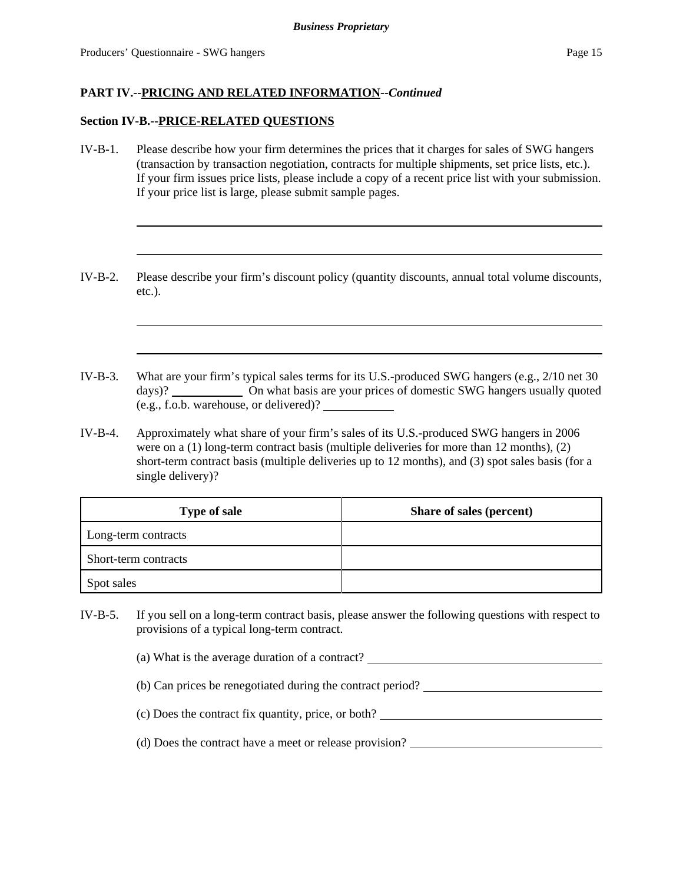## PART IV.--PRICING AND RELATED INFORMATION--*Continued*

### Section IV-B.--PRICE-RELATED QUESTIONS

IV-B-1. Please describe how your firm determines the prices that it charges for sales of SWG hangers (transaction by transaction negotiation, contracts for multiple shipments, set price lists, etc.). If your firm issues price lists, please include a copy of a recent price list with your submission. If your price list is large, please submit sample pages.

IV-B-2. Please describe your firm's discount policy (quantity discounts, annual total volume discounts, etc.).

IV-B-3. What are your firm's typical sales terms for its U.S.-produced SWG hangers (e.g., 2/10 net 30 days)? ____________ On what basis are your prices of domestic SWG hangers usually quoted (e.g., f.o.b. warehouse, or delivered)? ____________

IV-B-4. Approximately what share of your firm's sales of its U.S.-produced SWG hangers in 2006 were on a (1) long-term contract basis (multiple deliveries for more than 12 months), (2) short-term contract basis (multiple deliveries up to 12 months), and (3) spot sales basis (for a single delivery)?

| Type of sale | Share of sales (percent) |
|---|---|
| Long-term contracts | |
| Short-term contracts | |
| Spot sales | |

IV-B-5. If you sell on a long-term contract basis, please answer the following questions with respect to provisions of a typical long-term contract.

(a) What is the average duration of a contract? ____________

(b) Can prices be renegotiated during the contract period? ____________

(c) Does the contract fix quantity, price, or both? ____________

(d) Does the contract have a meet or release provision? ____________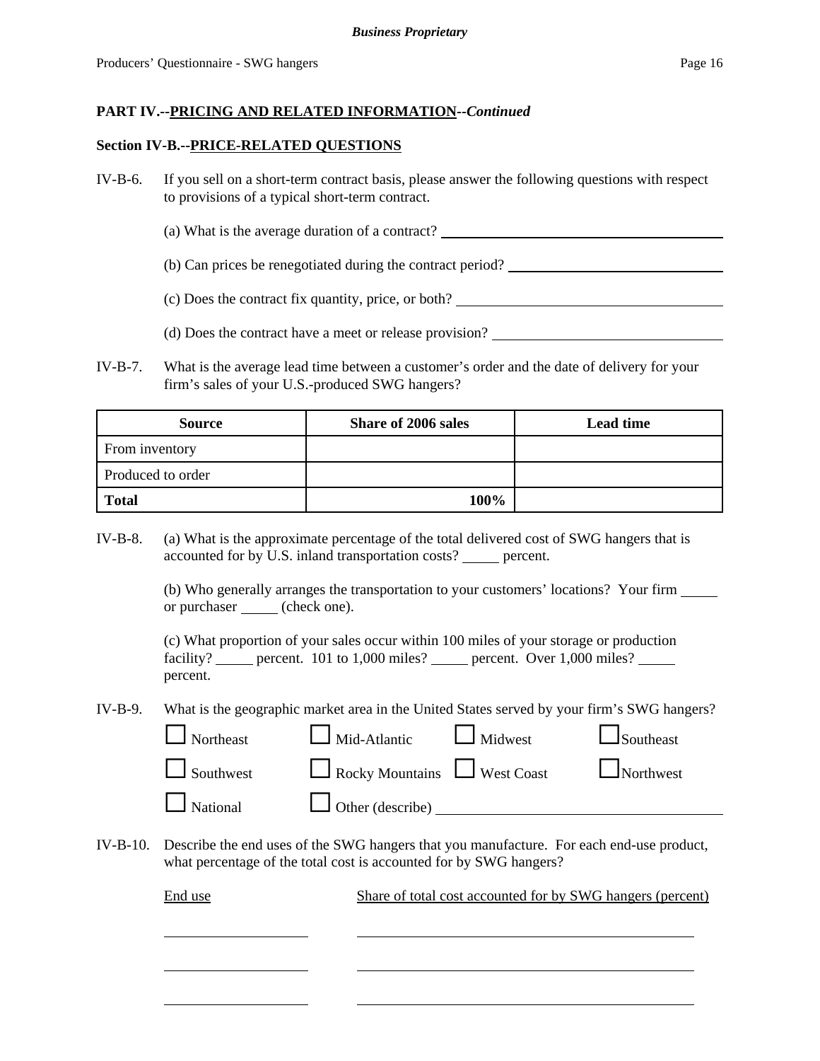## PART IV.--PRICING AND RELATED INFORMATION--*Continued*

### Section IV-B.--PRICE-RELATED QUESTIONS

IV-B-6. If you sell on a short-term contract basis, please answer the following questions with respect to provisions of a typical short-term contract.

(a) What is the average duration of a contract? ____________________

(b) Can prices be renegotiated during the contract period? ____________________

(c) Does the contract fix quantity, price, or both? ____________________

(d) Does the contract have a meet or release provision? ____________________

IV-B-7. What is the average lead time between a customer's order and the date of delivery for your firm's sales of your U.S.-produced SWG hangers?

| Source | Share of 2006 sales | Lead time |
|---|---|---|
| From inventory | | |
| Produced to order | | |
| **Total** | **100%** | |

IV-B-8. (a) What is the approximate percentage of the total delivered cost of SWG hangers that is accounted for by U.S. inland transportation costs? _____ percent.

(b) Who generally arranges the transportation to your customers' locations? Your firm _____ or purchaser _____ (check one).

(c) What proportion of your sales occur within 100 miles of your storage or production facility? _____ percent. 101 to 1,000 miles? _____ percent. Over 1,000 miles? _____ percent.

IV-B-9. What is the geographic market area in the United States served by your firm's SWG hangers?

☐ Northeast ☐ Mid-Atlantic ☐ Midwest ☐ Southeast

☐ Southwest ☐ Rocky Mountains ☐ West Coast ☐ Northwest

☐ National ☐ Other (describe) ____________________

IV-B-10. Describe the end uses of the SWG hangers that you manufacture. For each end-use product, what percentage of the total cost is accounted for by SWG hangers?

| End use | Share of total cost accounted for by SWG hangers (percent) |
|---|---|
| | |
| | |
| | |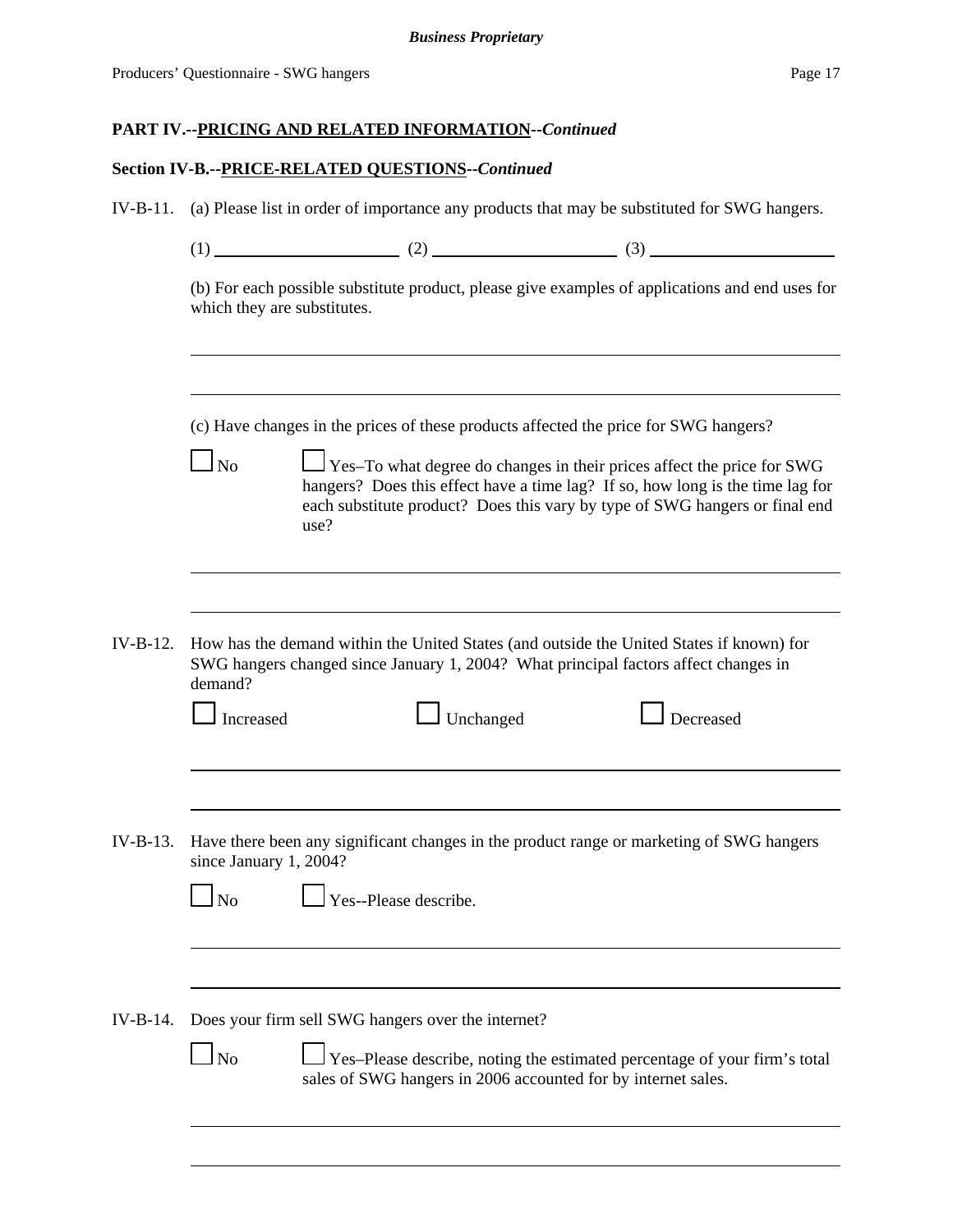**PART IV.--PRICING AND RELATED INFORMATION--*Continued***

**Section IV-B.--PRICE-RELATED QUESTIONS--*Continued***

IV-B-11. (a) Please list in order of importance any products that may be substituted for SWG hangers.

(1) ____________________ (2) ____________________ (3) ____________________

(b) For each possible substitute product, please give examples of applications and end uses for which they are substitutes.

______________________________________________________________________

______________________________________________________________________

(c) Have changes in the prices of these products affected the price for SWG hangers?

☐ No ☐ Yes–To what degree do changes in their prices affect the price for SWG hangers? Does this effect have a time lag? If so, how long is the time lag for each substitute product? Does this vary by type of SWG hangers or final end use?

______________________________________________________________________

______________________________________________________________________

IV-B-12. How has the demand within the United States (and outside the United States if known) for SWG hangers changed since January 1, 2004? What principal factors affect changes in demand?

☐ Increased ☐ Unchanged ☐ Decreased

______________________________________________________________________

______________________________________________________________________

IV-B-13. Have there been any significant changes in the product range or marketing of SWG hangers since January 1, 2004?

☐ No ☐ Yes--Please describe.

______________________________________________________________________

______________________________________________________________________

IV-B-14. Does your firm sell SWG hangers over the internet?

☐ No ☐ Yes–Please describe, noting the estimated percentage of your firm's total sales of SWG hangers in 2006 accounted for by internet sales.

______________________________________________________________________

______________________________________________________________________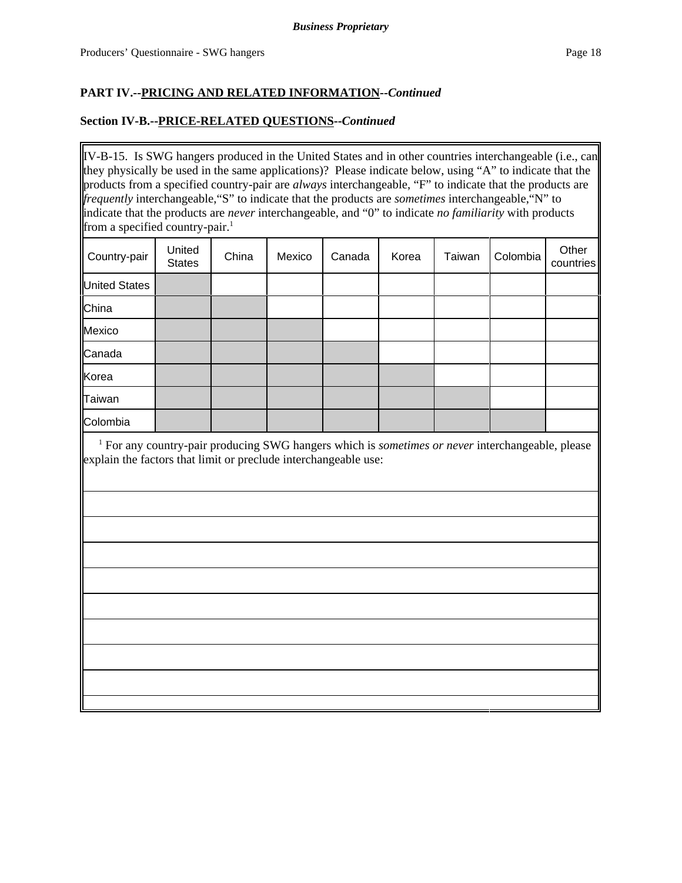**Business Proprietary**

## PART IV.--PRICING AND RELATED INFORMATION--*Continued*

### Section IV-B.--PRICE-RELATED QUESTIONS--*Continued*

IV-B-15. Is SWG hangers produced in the United States and in other countries interchangeable (i.e., can they physically be used in the same applications)? Please indicate below, using "A" to indicate that the products from a specified country-pair are *always* interchangeable, "F" to indicate that the products are *frequently* interchangeable,"S" to indicate that the products are *sometimes* interchangeable,"N" to indicate that the products are *never* interchangeable, and "0" to indicate *no familiarity* with products from a specified country-pair.[1]

| Country-pair | United States | China | Mexico | Canada | Korea | Taiwan | Colombia | Other countries |
|---|---|---|---|---|---|---|---|---|
| United States | | | | | | | | |
| China | | | | | | | | |
| Mexico | | | | | | | | |
| Canada | | | | | | | | |
| Korea | | | | | | | | |
| Taiwan | | | | | | | | |
| Colombia | | | | | | | | |

[1] For any country-pair producing SWG hangers which is *sometimes or never* interchangeable, please explain the factors that limit or preclude interchangeable use: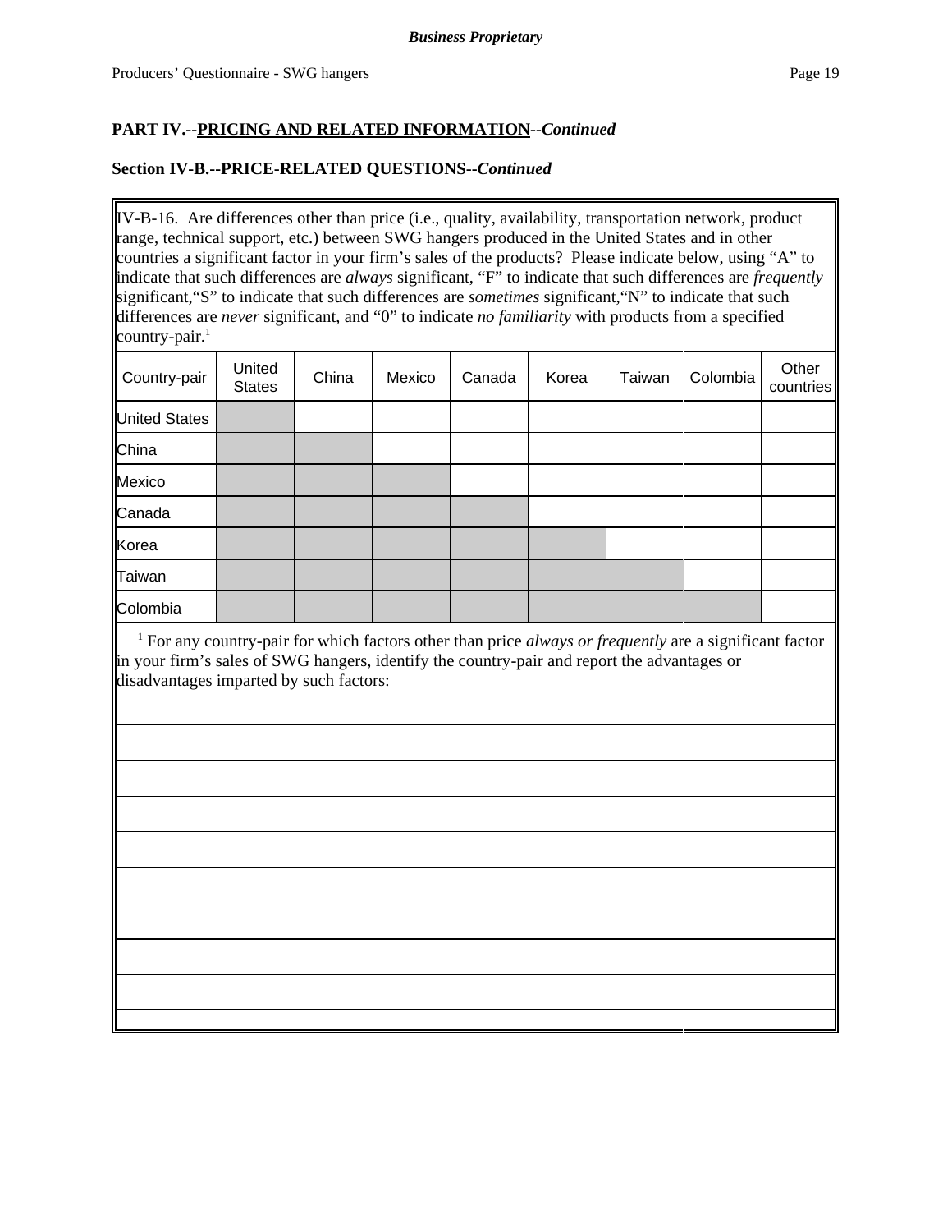**PART IV.--PRICING AND RELATED INFORMATION--*Continued***

**Section IV-B.--PRICE-RELATED QUESTIONS--*Continued***

IV-B-16. Are differences other than price (i.e., quality, availability, transportation network, product range, technical support, etc.) between SWG hangers produced in the United States and in other countries a significant factor in your firm's sales of the products? Please indicate below, using "A" to indicate that such differences are *always* significant, "F" to indicate that such differences are *frequently* significant,"S" to indicate that such differences are *sometimes* significant,"N" to indicate that such differences are *never* significant, and "0" to indicate *no familiarity* with products from a specified country-pair.[1]

| Country-pair | United States | China | Mexico | Canada | Korea | Taiwan | Colombia | Other countries |
|---|---|---|---|---|---|---|---|---|
| United States | | | | | | | | |
| China | | | | | | | | |
| Mexico | | | | | | | | |
| Canada | | | | | | | | |
| Korea | | | | | | | | |
| Taiwan | | | | | | | | |
| Colombia | | | | | | | | |

[1] For any country-pair for which factors other than price *always or frequently* are a significant factor in your firm's sales of SWG hangers, identify the country-pair and report the advantages or disadvantages imparted by such factors: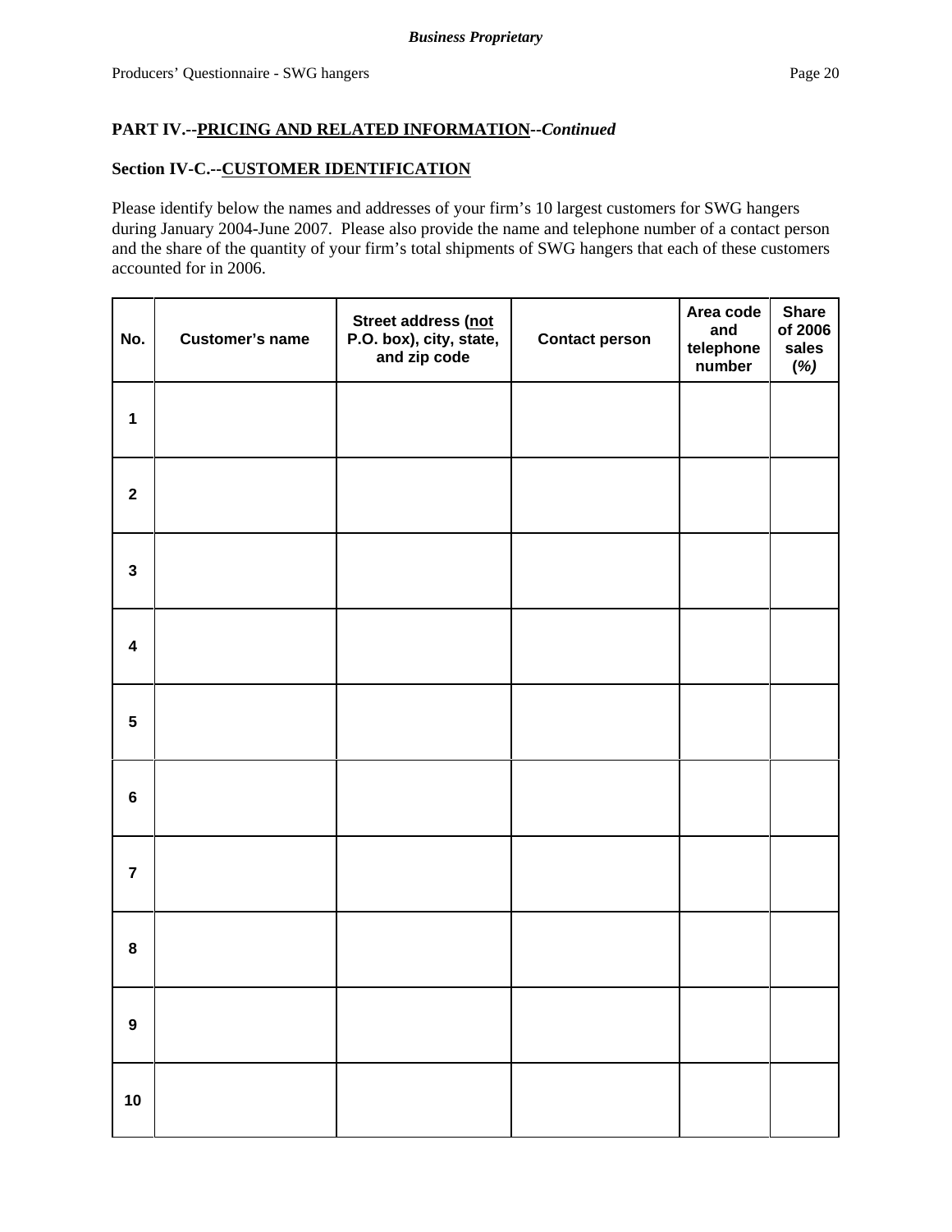**PART IV.--PRICING AND RELATED INFORMATION--*Continued***

**Section IV-C.--CUSTOMER IDENTIFICATION**

Please identify below the names and addresses of your firm's 10 largest customers for SWG hangers during January 2004-June 2007. Please also provide the name and telephone number of a contact person and the share of the quantity of your firm's total shipments of SWG hangers that each of these customers accounted for in 2006.

| No. | Customer's name | Street address (not P.O. box), city, state, and zip code | Contact person | Area code and telephone number | Share of 2006 sales *(%)* |
|---|---|---|---|---|---|
| 1 | | | | | |
| 2 | | | | | |
| 3 | | | | | |
| 4 | | | | | |
| 5 | | | | | |
| 6 | | | | | |
| 7 | | | | | |
| 8 | | | | | |
| 9 | | | | | |
| 10 | | | | | |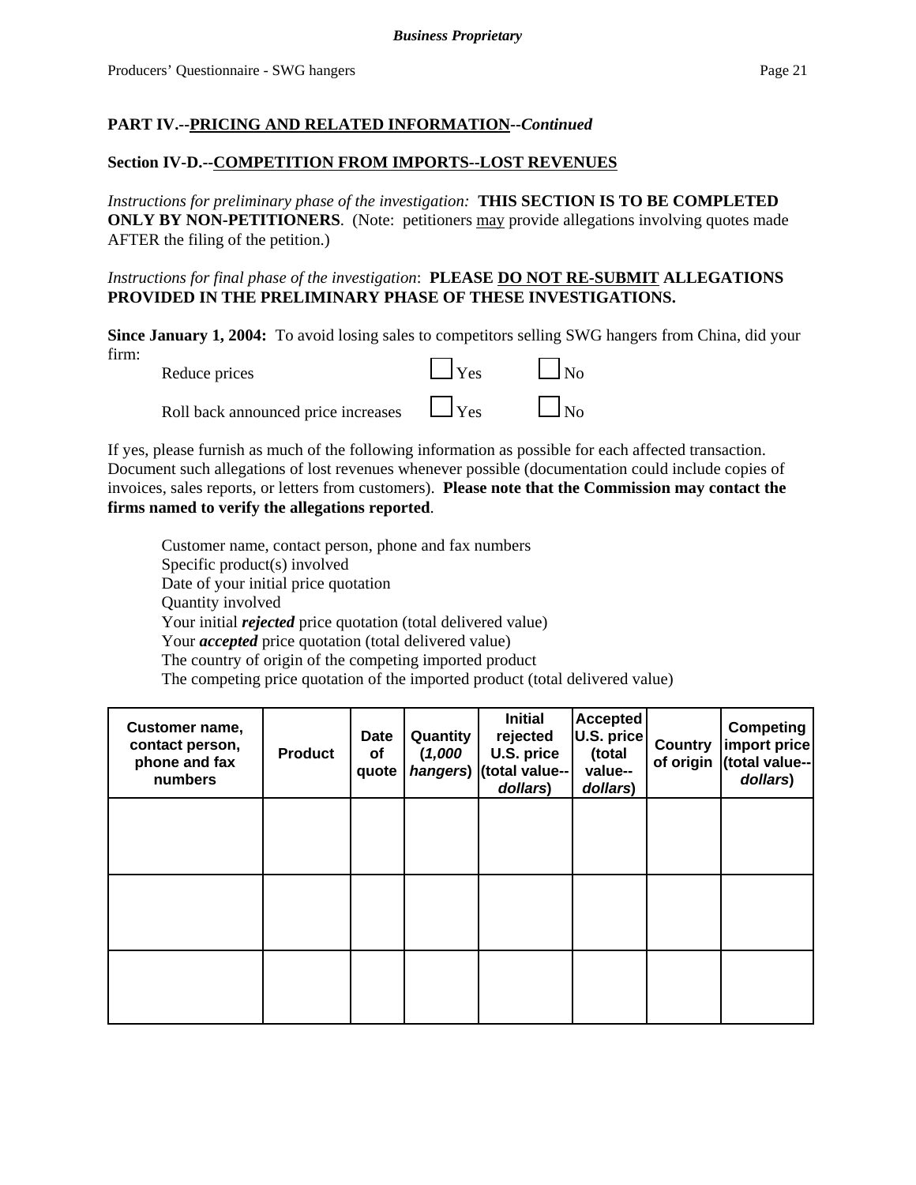## PART IV.--PRICING AND RELATED INFORMATION--*Continued*

### Section IV-D.--COMPETITION FROM IMPORTS--LOST REVENUES

*Instructions for preliminary phase of the investigation:* **THIS SECTION IS TO BE COMPLETED ONLY BY NON-PETITIONERS**. (Note: petitioners may provide allegations involving quotes made AFTER the filing of the petition.)

*Instructions for final phase of the investigation*: **PLEASE DO NOT RE-SUBMIT ALLEGATIONS PROVIDED IN THE PRELIMINARY PHASE OF THESE INVESTIGATIONS.**

**Since January 1, 2004:** To avoid losing sales to competitors selling SWG hangers from China, did your firm:

Reduce prices ☐ Yes ☐ No

Roll back announced price increases ☐ Yes ☐ No

If yes, please furnish as much of the following information as possible for each affected transaction. Document such allegations of lost revenues whenever possible (documentation could include copies of invoices, sales reports, or letters from customers). **Please note that the Commission may contact the firms named to verify the allegations reported**.

- Customer name, contact person, phone and fax numbers
- Specific product(s) involved
- Date of your initial price quotation
- Quantity involved
- Your initial ***rejected*** price quotation (total delivered value)
- Your ***accepted*** price quotation (total delivered value)
- The country of origin of the competing imported product
- The competing price quotation of the imported product (total delivered value)

| Customer name, contact person, phone and fax numbers | Product | Date of quote | Quantity (*1,000 hangers*) | Initial rejected U.S. price (total value--*dollars*) | Accepted U.S. price (total value--*dollars*) | Country of origin | Competing import price (total value--*dollars*) |
|---|---|---|---|---|---|---|---|
| | | | | | | | |
| | | | | | | | |
| | | | | | | | |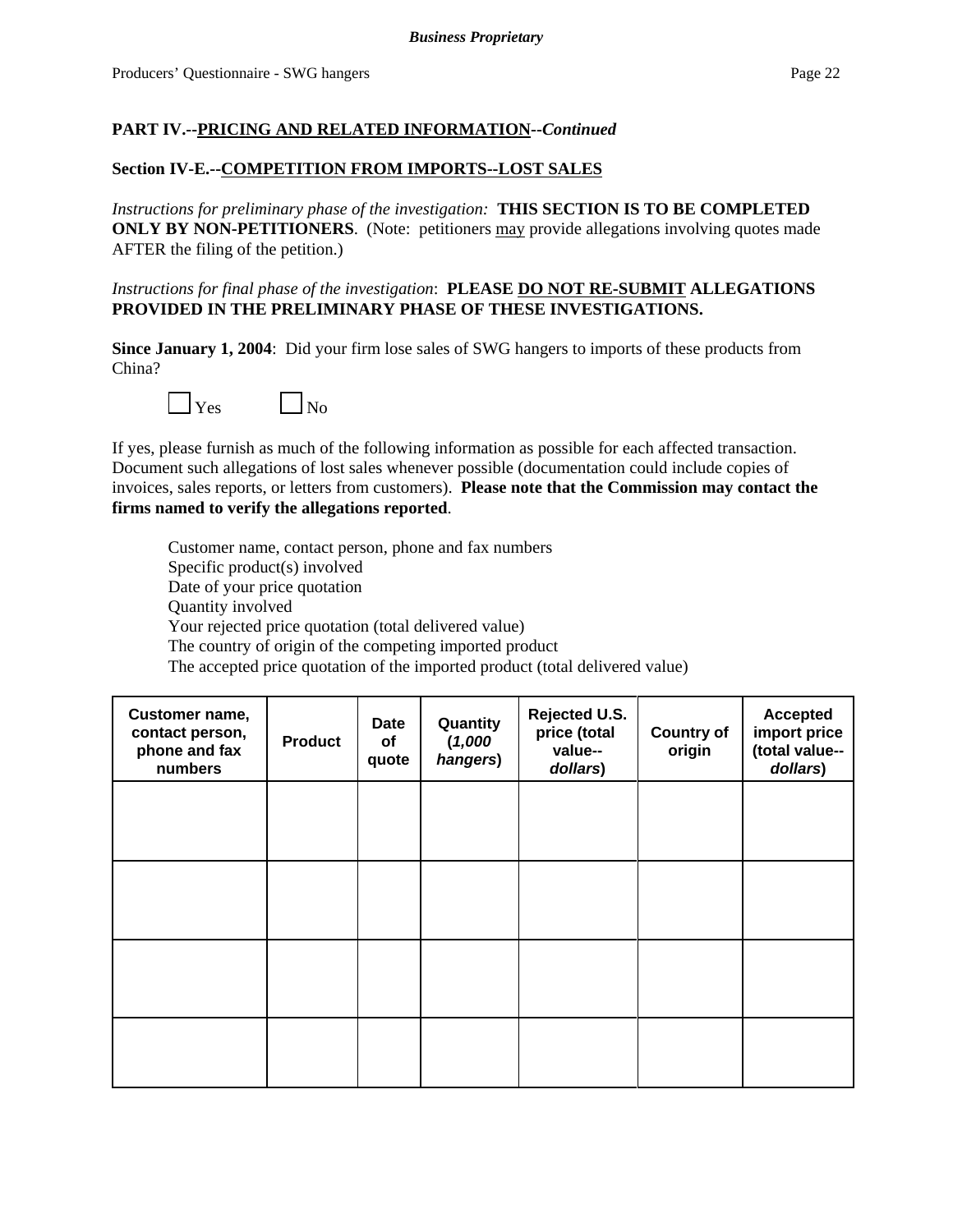**PART IV.--PRICING AND RELATED INFORMATION--*Continued***

**Section IV-E.--COMPETITION FROM IMPORTS--LOST SALES**

*Instructions for preliminary phase of the investigation:* **THIS SECTION IS TO BE COMPLETED ONLY BY NON-PETITIONERS**. (Note: petitioners may provide allegations involving quotes made AFTER the filing of the petition.)

*Instructions for final phase of the investigation*: **PLEASE DO NOT RE-SUBMIT ALLEGATIONS PROVIDED IN THE PRELIMINARY PHASE OF THESE INVESTIGATIONS.**

**Since January 1, 2004**: Did your firm lose sales of SWG hangers to imports of these products from China?

☐ Yes ☐ No

If yes, please furnish as much of the following information as possible for each affected transaction. Document such allegations of lost sales whenever possible (documentation could include copies of invoices, sales reports, or letters from customers). **Please note that the Commission may contact the firms named to verify the allegations reported**.

Customer name, contact person, phone and fax numbers
Specific product(s) involved
Date of your price quotation
Quantity involved
Your rejected price quotation (total delivered value)
The country of origin of the competing imported product
The accepted price quotation of the imported product (total delivered value)

| Customer name, contact person, phone and fax numbers | Product | Date of quote | Quantity (*1,000 hangers*) | Rejected U.S. price (total value--*dollars*) | Country of origin | Accepted import price (total value--*dollars*) |
|---|---|---|---|---|---|---|
| | | | | | | |
| | | | | | | |
| | | | | | | |
| | | | | | | |